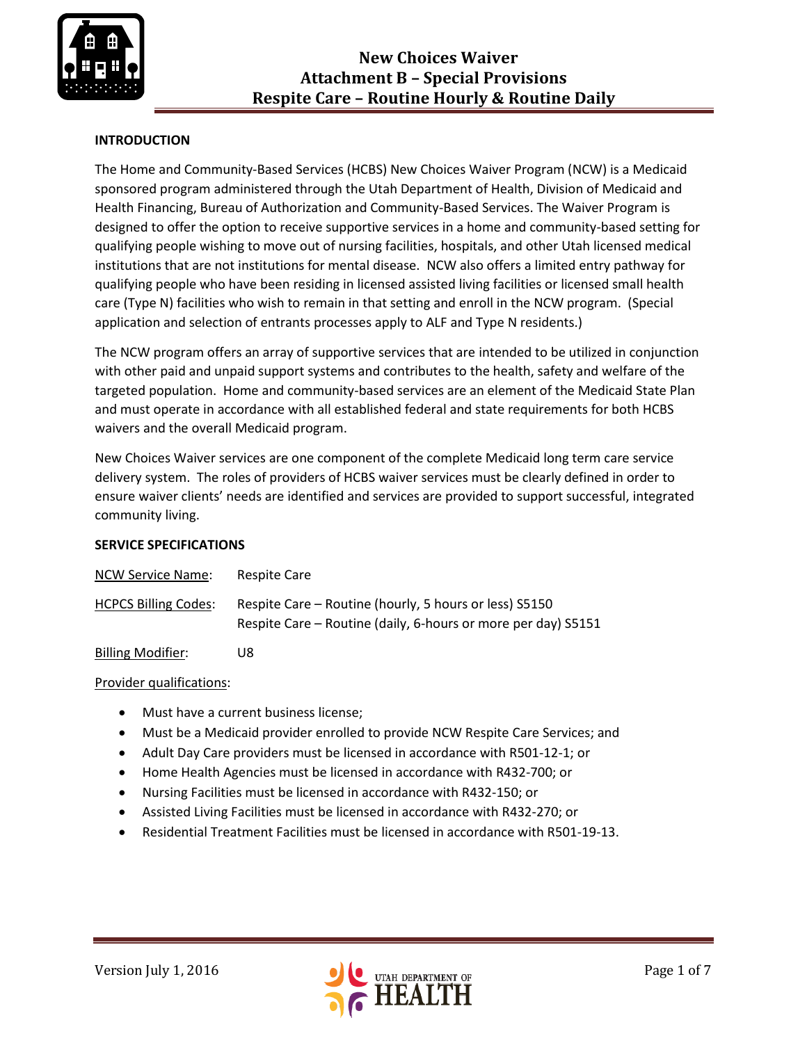# New Choices Waiver
## Attachment B – Special Provisions
## Respite Care – Routine Hourly & Routine Daily

**INTRODUCTION**

The Home and Community-Based Services (HCBS) New Choices Waiver Program (NCW) is a Medicaid sponsored program administered through the Utah Department of Health, Division of Medicaid and Health Financing, Bureau of Authorization and Community-Based Services. The Waiver Program is designed to offer the option to receive supportive services in a home and community-based setting for qualifying people wishing to move out of nursing facilities, hospitals, and other Utah licensed medical institutions that are not institutions for mental disease. NCW also offers a limited entry pathway for qualifying people who have been residing in licensed assisted living facilities or licensed small health care (Type N) facilities who wish to remain in that setting and enroll in the NCW program. (Special application and selection of entrants processes apply to ALF and Type N residents.)

The NCW program offers an array of supportive services that are intended to be utilized in conjunction with other paid and unpaid support systems and contributes to the health, safety and welfare of the targeted population. Home and community-based services are an element of the Medicaid State Plan and must operate in accordance with all established federal and state requirements for both HCBS waivers and the overall Medicaid program.

New Choices Waiver services are one component of the complete Medicaid long term care service delivery system. The roles of providers of HCBS waiver services must be clearly defined in order to ensure waiver clients' needs are identified and services are provided to support successful, integrated community living.

**SERVICE SPECIFICATIONS**

NCW Service Name: Respite Care

HCPCS Billing Codes: Respite Care – Routine (hourly, 5 hours or less) S5150
Respite Care – Routine (daily, 6-hours or more per day) S5151

Billing Modifier: U8

Provider qualifications:

- Must have a current business license;
- Must be a Medicaid provider enrolled to provide NCW Respite Care Services; and
- Adult Day Care providers must be licensed in accordance with R501-12-1; or
- Home Health Agencies must be licensed in accordance with R432-700; or
- Nursing Facilities must be licensed in accordance with R432-150; or
- Assisted Living Facilities must be licensed in accordance with R432-270; or
- Residential Treatment Facilities must be licensed in accordance with R501-19-13.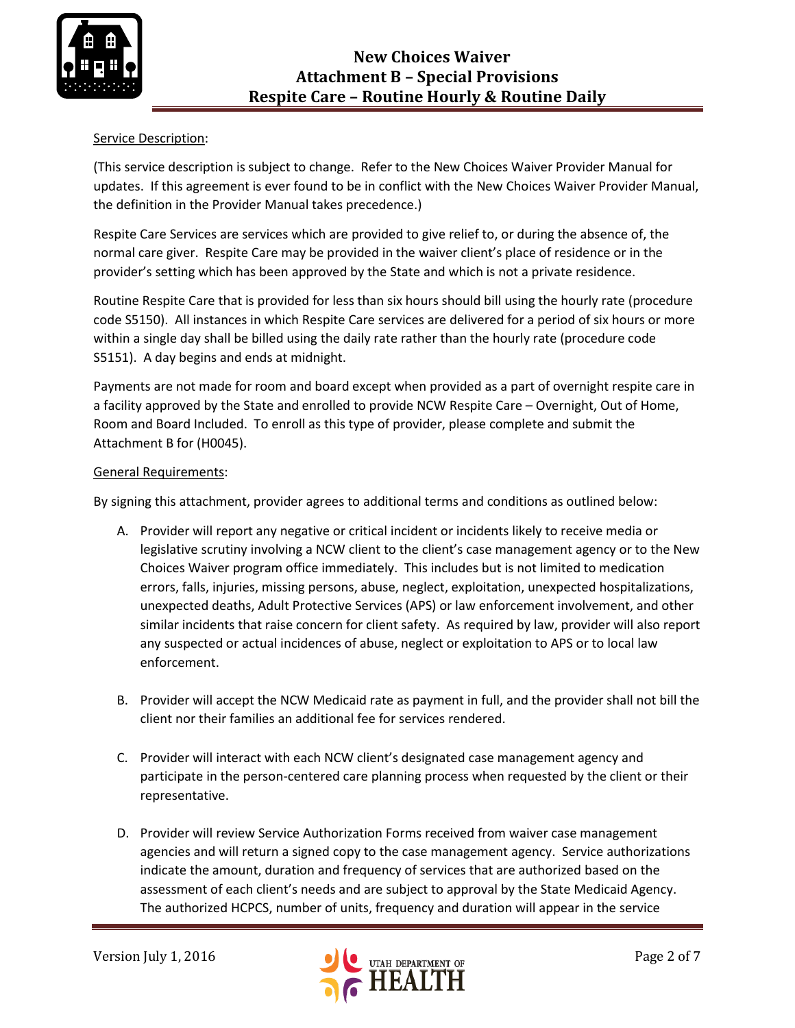# New Choices Waiver
## Attachment B – Special Provisions
## Respite Care – Routine Hourly & Routine Daily

Service Description:

(This service description is subject to change. Refer to the New Choices Waiver Provider Manual for updates. If this agreement is ever found to be in conflict with the New Choices Waiver Provider Manual, the definition in the Provider Manual takes precedence.)

Respite Care Services are services which are provided to give relief to, or during the absence of, the normal care giver. Respite Care may be provided in the waiver client's place of residence or in the provider's setting which has been approved by the State and which is not a private residence.

Routine Respite Care that is provided for less than six hours should bill using the hourly rate (procedure code S5150). All instances in which Respite Care services are delivered for a period of six hours or more within a single day shall be billed using the daily rate rather than the hourly rate (procedure code S5151). A day begins and ends at midnight.

Payments are not made for room and board except when provided as a part of overnight respite care in a facility approved by the State and enrolled to provide NCW Respite Care – Overnight, Out of Home, Room and Board Included. To enroll as this type of provider, please complete and submit the Attachment B for (H0045).

General Requirements:

By signing this attachment, provider agrees to additional terms and conditions as outlined below:

A. Provider will report any negative or critical incident or incidents likely to receive media or legislative scrutiny involving a NCW client to the client's case management agency or to the New Choices Waiver program office immediately. This includes but is not limited to medication errors, falls, injuries, missing persons, abuse, neglect, exploitation, unexpected hospitalizations, unexpected deaths, Adult Protective Services (APS) or law enforcement involvement, and other similar incidents that raise concern for client safety. As required by law, provider will also report any suspected or actual incidences of abuse, neglect or exploitation to APS or to local law enforcement.

B. Provider will accept the NCW Medicaid rate as payment in full, and the provider shall not bill the client nor their families an additional fee for services rendered.

C. Provider will interact with each NCW client's designated case management agency and participate in the person-centered care planning process when requested by the client or their representative.

D. Provider will review Service Authorization Forms received from waiver case management agencies and will return a signed copy to the case management agency. Service authorizations indicate the amount, duration and frequency of services that are authorized based on the assessment of each client's needs and are subject to approval by the State Medicaid Agency. The authorized HCPCS, number of units, frequency and duration will appear in the service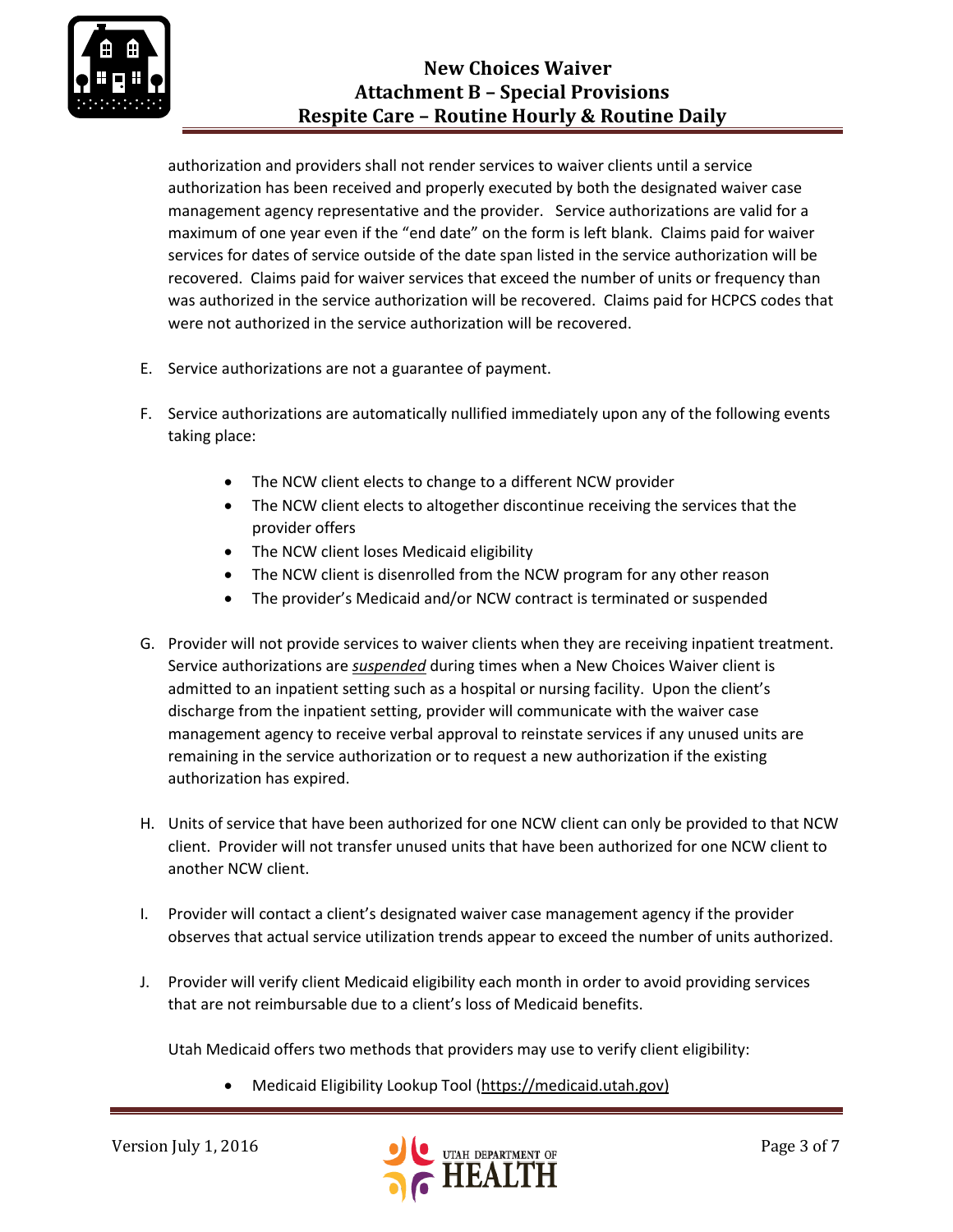authorization and providers shall not render services to waiver clients until a service authorization has been received and properly executed by both the designated waiver case management agency representative and the provider. Service authorizations are valid for a maximum of one year even if the "end date" on the form is left blank. Claims paid for waiver services for dates of service outside of the date span listed in the service authorization will be recovered. Claims paid for waiver services that exceed the number of units or frequency than was authorized in the service authorization will be recovered. Claims paid for HCPCS codes that were not authorized in the service authorization will be recovered.

E. Service authorizations are not a guarantee of payment.

F. Service authorizations are automatically nullified immediately upon any of the following events taking place:

   - The NCW client elects to change to a different NCW provider
   - The NCW client elects to altogether discontinue receiving the services that the provider offers
   - The NCW client loses Medicaid eligibility
   - The NCW client is disenrolled from the NCW program for any other reason
   - The provider's Medicaid and/or NCW contract is terminated or suspended

G. Provider will not provide services to waiver clients when they are receiving inpatient treatment. Service authorizations are ***suspended*** during times when a New Choices Waiver client is admitted to an inpatient setting such as a hospital or nursing facility. Upon the client's discharge from the inpatient setting, provider will communicate with the waiver case management agency to receive verbal approval to reinstate services if any unused units are remaining in the service authorization or to request a new authorization if the existing authorization has expired.

H. Units of service that have been authorized for one NCW client can only be provided to that NCW client. Provider will not transfer unused units that have been authorized for one NCW client to another NCW client.

I. Provider will contact a client's designated waiver case management agency if the provider observes that actual service utilization trends appear to exceed the number of units authorized.

J. Provider will verify client Medicaid eligibility each month in order to avoid providing services that are not reimbursable due to a client's loss of Medicaid benefits.

   Utah Medicaid offers two methods that providers may use to verify client eligibility:

   - Medicaid Eligibility Lookup Tool (https://medicaid.utah.gov)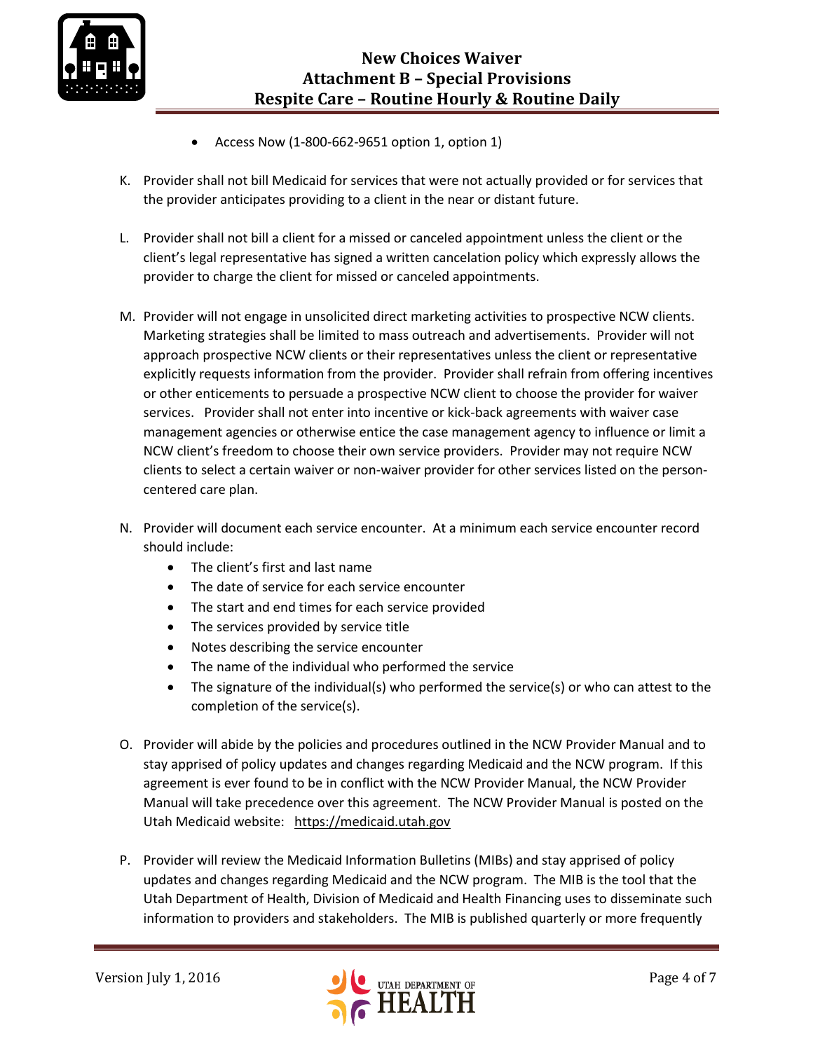- Access Now (1-800-662-9651 option 1, option 1)

K. Provider shall not bill Medicaid for services that were not actually provided or for services that the provider anticipates providing to a client in the near or distant future.

L. Provider shall not bill a client for a missed or canceled appointment unless the client or the client's legal representative has signed a written cancelation policy which expressly allows the provider to charge the client for missed or canceled appointments.

M. Provider will not engage in unsolicited direct marketing activities to prospective NCW clients. Marketing strategies shall be limited to mass outreach and advertisements. Provider will not approach prospective NCW clients or their representatives unless the client or representative explicitly requests information from the provider. Provider shall refrain from offering incentives or other enticements to persuade a prospective NCW client to choose the provider for waiver services. Provider shall not enter into incentive or kick-back agreements with waiver case management agencies or otherwise entice the case management agency to influence or limit a NCW client's freedom to choose their own service providers. Provider may not require NCW clients to select a certain waiver or non-waiver provider for other services listed on the person-centered care plan.

N. Provider will document each service encounter. At a minimum each service encounter record should include:
   - The client's first and last name
   - The date of service for each service encounter
   - The start and end times for each service provided
   - The services provided by service title
   - Notes describing the service encounter
   - The name of the individual who performed the service
   - The signature of the individual(s) who performed the service(s) or who can attest to the completion of the service(s).

O. Provider will abide by the policies and procedures outlined in the NCW Provider Manual and to stay apprised of policy updates and changes regarding Medicaid and the NCW program. If this agreement is ever found to be in conflict with the NCW Provider Manual, the NCW Provider Manual will take precedence over this agreement. The NCW Provider Manual is posted on the Utah Medicaid website: https://medicaid.utah.gov

P. Provider will review the Medicaid Information Bulletins (MIBs) and stay apprised of policy updates and changes regarding Medicaid and the NCW program. The MIB is the tool that the Utah Department of Health, Division of Medicaid and Health Financing uses to disseminate such information to providers and stakeholders. The MIB is published quarterly or more frequently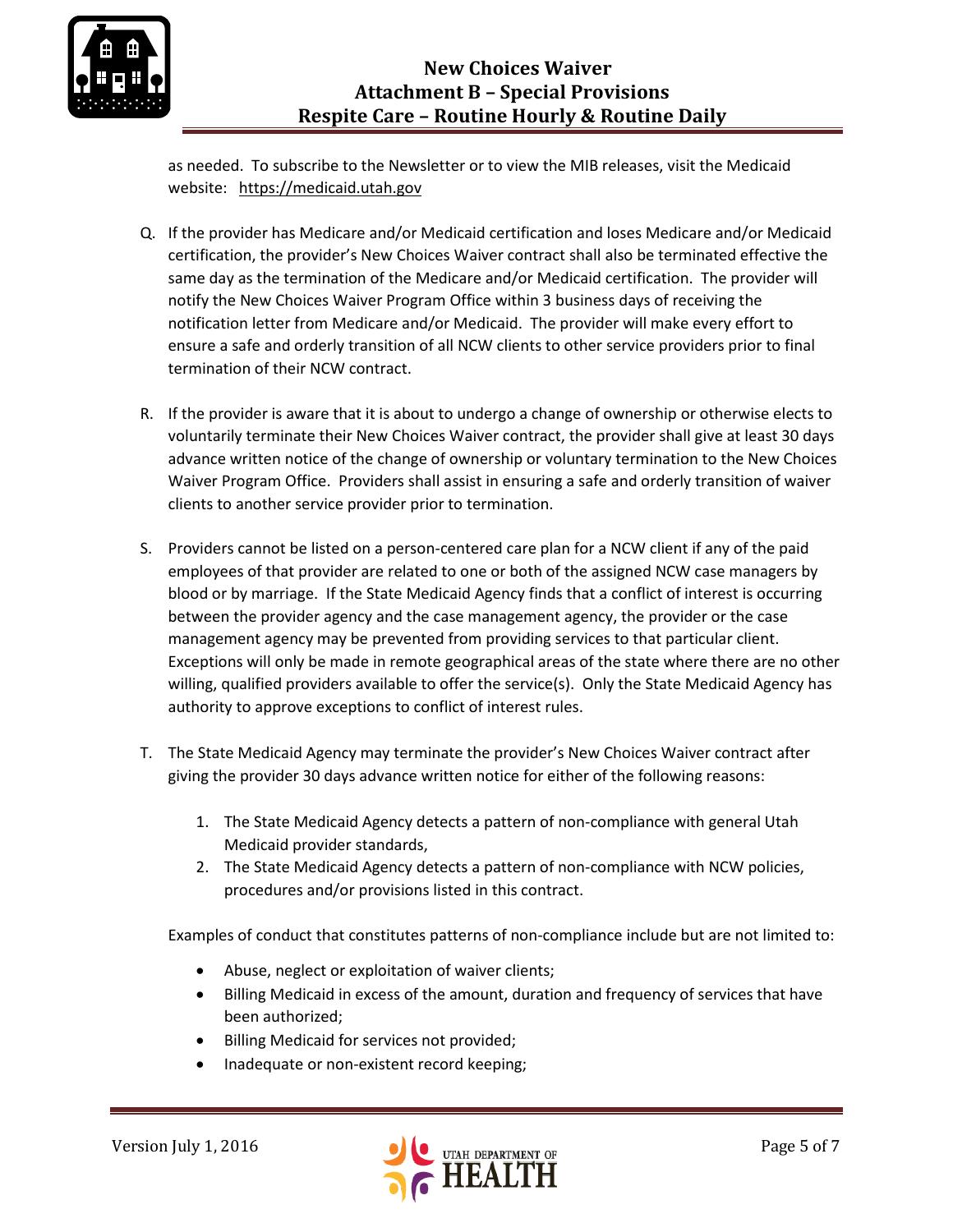as needed. To subscribe to the Newsletter or to view the MIB releases, visit the Medicaid website: https://medicaid.utah.gov

Q. If the provider has Medicare and/or Medicaid certification and loses Medicare and/or Medicaid certification, the provider's New Choices Waiver contract shall also be terminated effective the same day as the termination of the Medicare and/or Medicaid certification. The provider will notify the New Choices Waiver Program Office within 3 business days of receiving the notification letter from Medicare and/or Medicaid. The provider will make every effort to ensure a safe and orderly transition of all NCW clients to other service providers prior to final termination of their NCW contract.

R. If the provider is aware that it is about to undergo a change of ownership or otherwise elects to voluntarily terminate their New Choices Waiver contract, the provider shall give at least 30 days advance written notice of the change of ownership or voluntary termination to the New Choices Waiver Program Office. Providers shall assist in ensuring a safe and orderly transition of waiver clients to another service provider prior to termination.

S. Providers cannot be listed on a person-centered care plan for a NCW client if any of the paid employees of that provider are related to one or both of the assigned NCW case managers by blood or by marriage. If the State Medicaid Agency finds that a conflict of interest is occurring between the provider agency and the case management agency, the provider or the case management agency may be prevented from providing services to that particular client. Exceptions will only be made in remote geographical areas of the state where there are no other willing, qualified providers available to offer the service(s). Only the State Medicaid Agency has authority to approve exceptions to conflict of interest rules.

T. The State Medicaid Agency may terminate the provider's New Choices Waiver contract after giving the provider 30 days advance written notice for either of the following reasons:

   1. The State Medicaid Agency detects a pattern of non-compliance with general Utah Medicaid provider standards,
   2. The State Medicaid Agency detects a pattern of non-compliance with NCW policies, procedures and/or provisions listed in this contract.

   Examples of conduct that constitutes patterns of non-compliance include but are not limited to:

   - Abuse, neglect or exploitation of waiver clients;
   - Billing Medicaid in excess of the amount, duration and frequency of services that have been authorized;
   - Billing Medicaid for services not provided;
   - Inadequate or non-existent record keeping;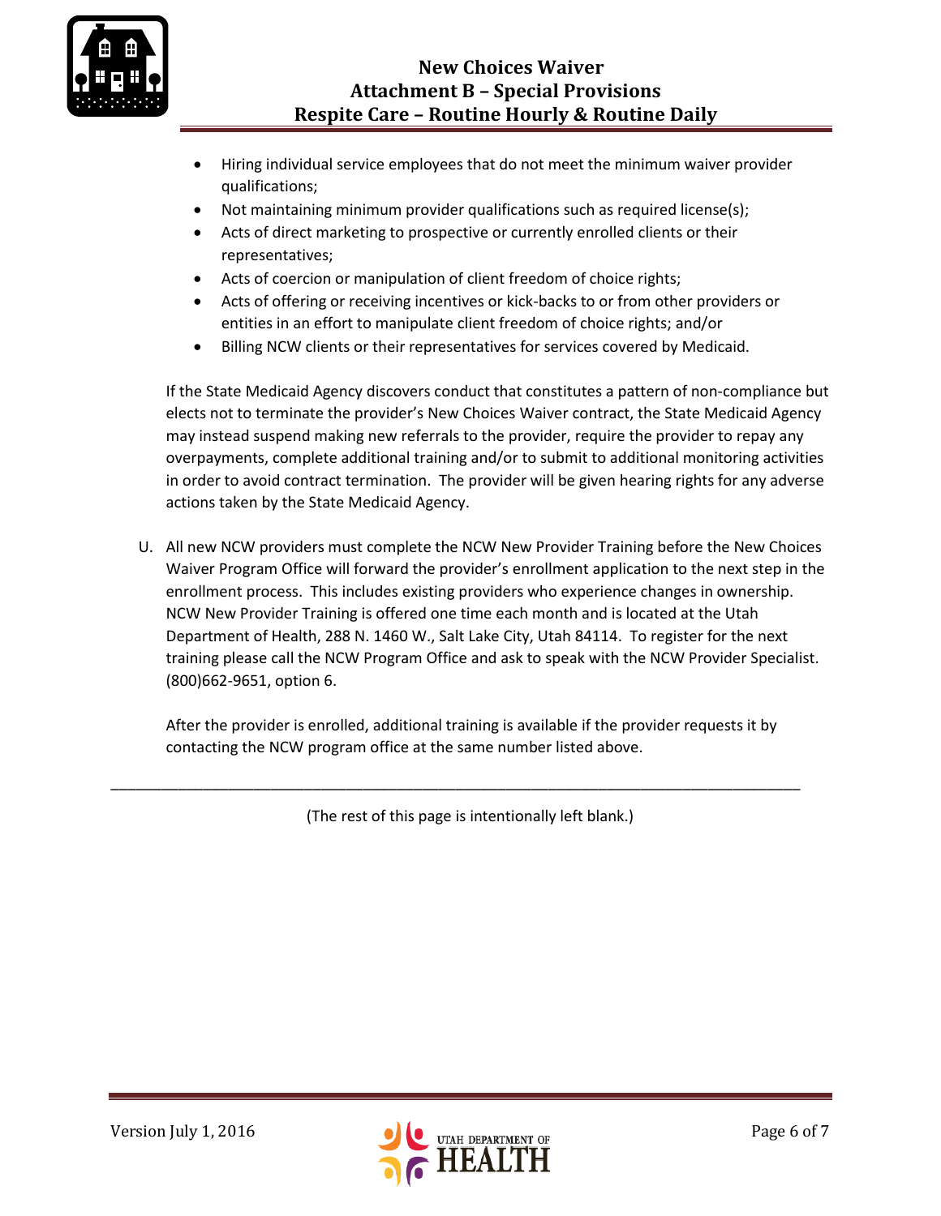- Hiring individual service employees that do not meet the minimum waiver provider qualifications;
- Not maintaining minimum provider qualifications such as required license(s);
- Acts of direct marketing to prospective or currently enrolled clients or their representatives;
- Acts of coercion or manipulation of client freedom of choice rights;
- Acts of offering or receiving incentives or kick-backs to or from other providers or entities in an effort to manipulate client freedom of choice rights; and/or
- Billing NCW clients or their representatives for services covered by Medicaid.

If the State Medicaid Agency discovers conduct that constitutes a pattern of non-compliance but elects not to terminate the provider's New Choices Waiver contract, the State Medicaid Agency may instead suspend making new referrals to the provider, require the provider to repay any overpayments, complete additional training and/or to submit to additional monitoring activities in order to avoid contract termination. The provider will be given hearing rights for any adverse actions taken by the State Medicaid Agency.

U. All new NCW providers must complete the NCW New Provider Training before the New Choices Waiver Program Office will forward the provider's enrollment application to the next step in the enrollment process. This includes existing providers who experience changes in ownership. NCW New Provider Training is offered one time each month and is located at the Utah Department of Health, 288 N. 1460 W., Salt Lake City, Utah 84114. To register for the next training please call the NCW Program Office and ask to speak with the NCW Provider Specialist. (800)662-9651, option 6.

After the provider is enrolled, additional training is available if the provider requests it by contacting the NCW program office at the same number listed above.

---

(The rest of this page is intentionally left blank.)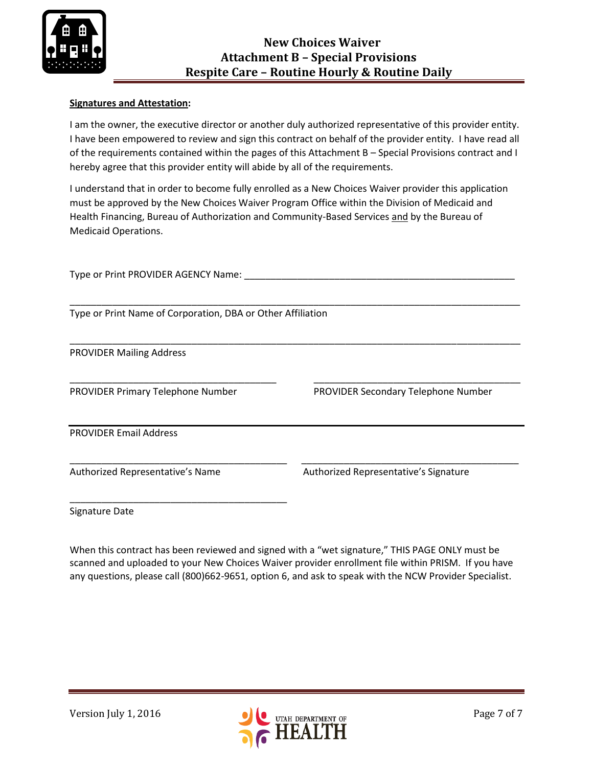**Signatures and Attestation:**

I am the owner, the executive director or another duly authorized representative of this provider entity. I have been empowered to review and sign this contract on behalf of the provider entity. I have read all of the requirements contained within the pages of this Attachment B – Special Provisions contract and I hereby agree that this provider entity will abide by all of the requirements.

I understand that in order to become fully enrolled as a New Choices Waiver provider this application must be approved by the New Choices Waiver Program Office within the Division of Medicaid and Health Financing, Bureau of Authorization and Community-Based Services and by the Bureau of Medicaid Operations.

Type or Print PROVIDER AGENCY Name: _______________________________________________

_______________________________________________________________________________

Type or Print Name of Corporation, DBA or Other Affiliation

_______________________________________________________________________________

PROVIDER Mailing Address

_____________________________________          _____________________________________

PROVIDER Primary Telephone Number          PROVIDER Secondary Telephone Number

_______________________________________________________________________________

PROVIDER Email Address

_____________________________________          _____________________________________

Authorized Representative's Name          Authorized Representative's Signature

_____________________________________

Signature Date

When this contract has been reviewed and signed with a "wet signature," THIS PAGE ONLY must be scanned and uploaded to your New Choices Waiver provider enrollment file within PRISM. If you have any questions, please call (800)662-9651, option 6, and ask to speak with the NCW Provider Specialist.